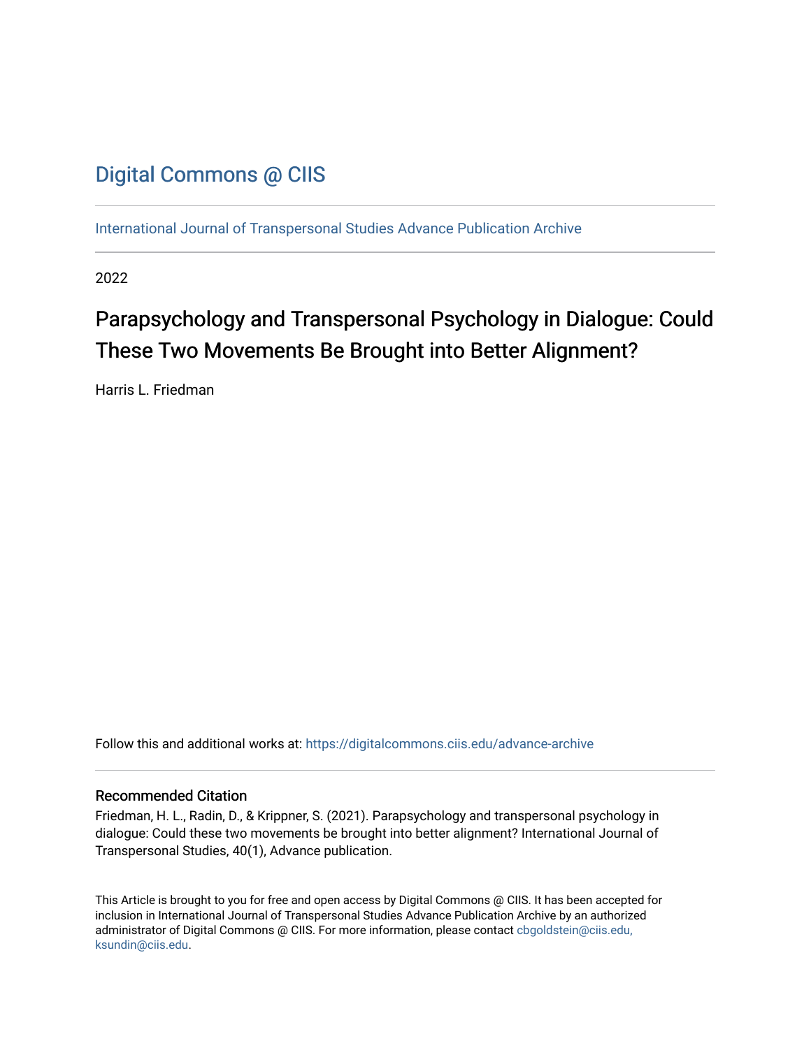Digital Commons @ CIIS

International Journal of Transpersonal Studies Advance Publication Archive

2022

# Parapsychology and Transpersonal Psychology in Dialogue: Could These Two Movements Be Brought into Better Alignment?

Harris L. Friedman

Follow this and additional works at: https://digitalcommons.ciis.edu/advance-archive

## Recommended Citation

Friedman, H. L., Radin, D., & Krippner, S. (2021). Parapsychology and transpersonal psychology in dialogue: Could these two movements be brought into better alignment? International Journal of Transpersonal Studies, 40(1), Advance publication.

This Article is brought to you for free and open access by Digital Commons @ CIIS. It has been accepted for inclusion in International Journal of Transpersonal Studies Advance Publication Archive by an authorized administrator of Digital Commons @ CIIS. For more information, please contact cbgoldstein@ciis.edu, ksundin@ciis.edu.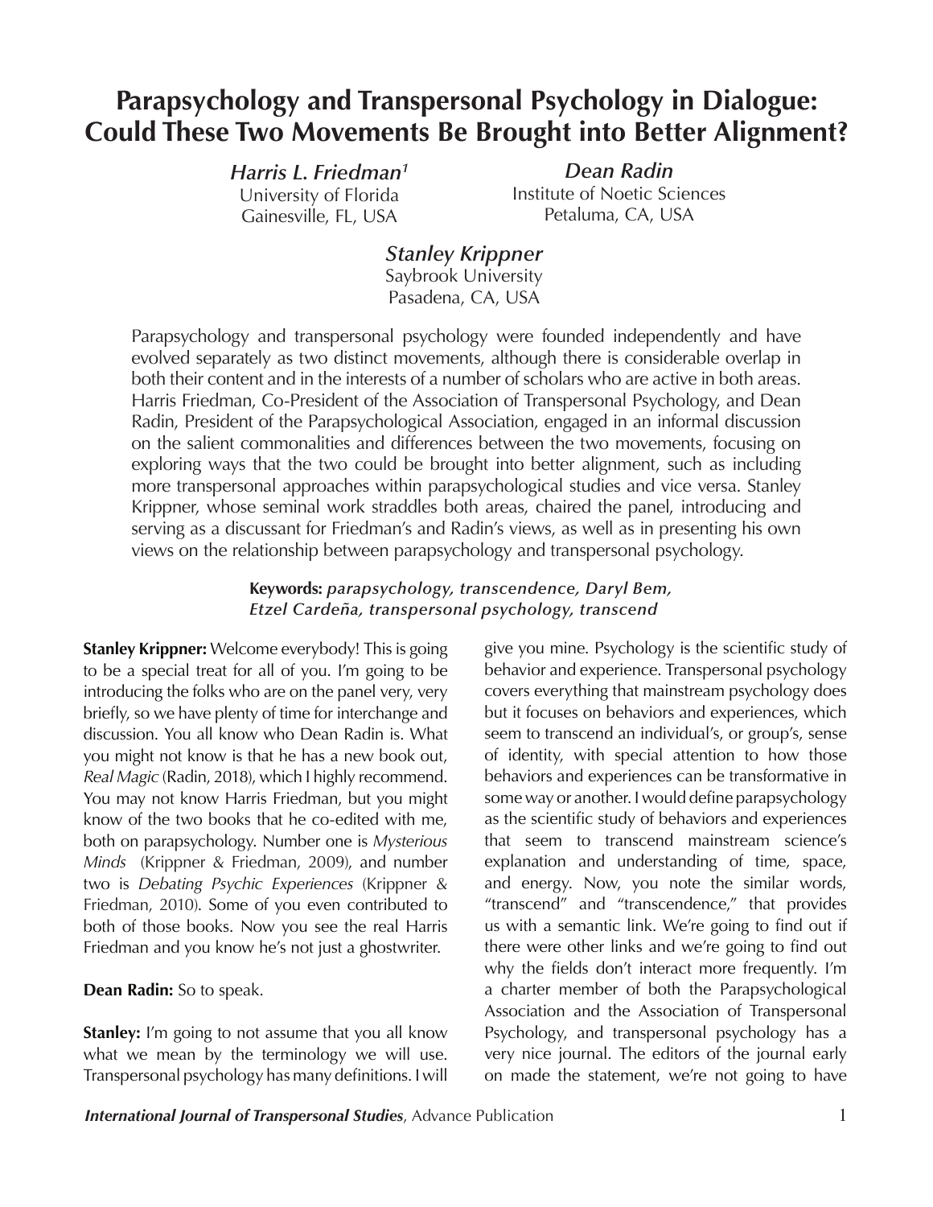# Parapsychology and Transpersonal Psychology in Dialogue: Could These Two Movements Be Brought into Better Alignment?

*Harris L. Friedman*[1]
University of Florida
Gainesville, FL, USA

*Dean Radin*
Institute of Noetic Sciences
Petaluma, CA, USA

*Stanley Krippner*
Saybrook University
Pasadena, CA, USA

Parapsychology and transpersonal psychology were founded independently and have evolved separately as two distinct movements, although there is considerable overlap in both their content and in the interests of a number of scholars who are active in both areas. Harris Friedman, Co-President of the Association of Transpersonal Psychology, and Dean Radin, President of the Parapsychological Association, engaged in an informal discussion on the salient commonalities and differences between the two movements, focusing on exploring ways that the two could be brought into better alignment, such as including more transpersonal approaches within parapsychological studies and vice versa. Stanley Krippner, whose seminal work straddles both areas, chaired the panel, introducing and serving as a discussant for Friedman's and Radin's views, as well as in presenting his own views on the relationship between parapsychology and transpersonal psychology.

**Keywords:** *parapsychology, transcendence, Daryl Bem, Etzel Cardeña, transpersonal psychology, transcend*

**Stanley Krippner:** Welcome everybody! This is going to be a special treat for all of you. I'm going to be introducing the folks who are on the panel very, very briefly, so we have plenty of time for interchange and discussion. You all know who Dean Radin is. What you might not know is that he has a new book out, *Real Magic* (Radin, 2018), which I highly recommend. You may not know Harris Friedman, but you might know of the two books that he co-edited with me, both on parapsychology. Number one is *Mysterious Minds* (Krippner & Friedman, 2009), and number two is *Debating Psychic Experiences* (Krippner & Friedman, 2010). Some of you even contributed to both of those books. Now you see the real Harris Friedman and you know he's not just a ghostwriter.

**Dean Radin:** So to speak.

**Stanley:** I'm going to not assume that you all know what we mean by the terminology we will use. Transpersonal psychology has many definitions. I will give you mine. Psychology is the scientific study of behavior and experience. Transpersonal psychology covers everything that mainstream psychology does but it focuses on behaviors and experiences, which seem to transcend an individual's, or group's, sense of identity, with special attention to how those behaviors and experiences can be transformative in some way or another. I would define parapsychology as the scientific study of behaviors and experiences that seem to transcend mainstream science's explanation and understanding of time, space, and energy. Now, you note the similar words, "transcend" and "transcendence," that provides us with a semantic link. We're going to find out if there were other links and we're going to find out why the fields don't interact more frequently. I'm a charter member of both the Parapsychological Association and the Association of Transpersonal Psychology, and transpersonal psychology has a very nice journal. The editors of the journal early on made the statement, we're not going to have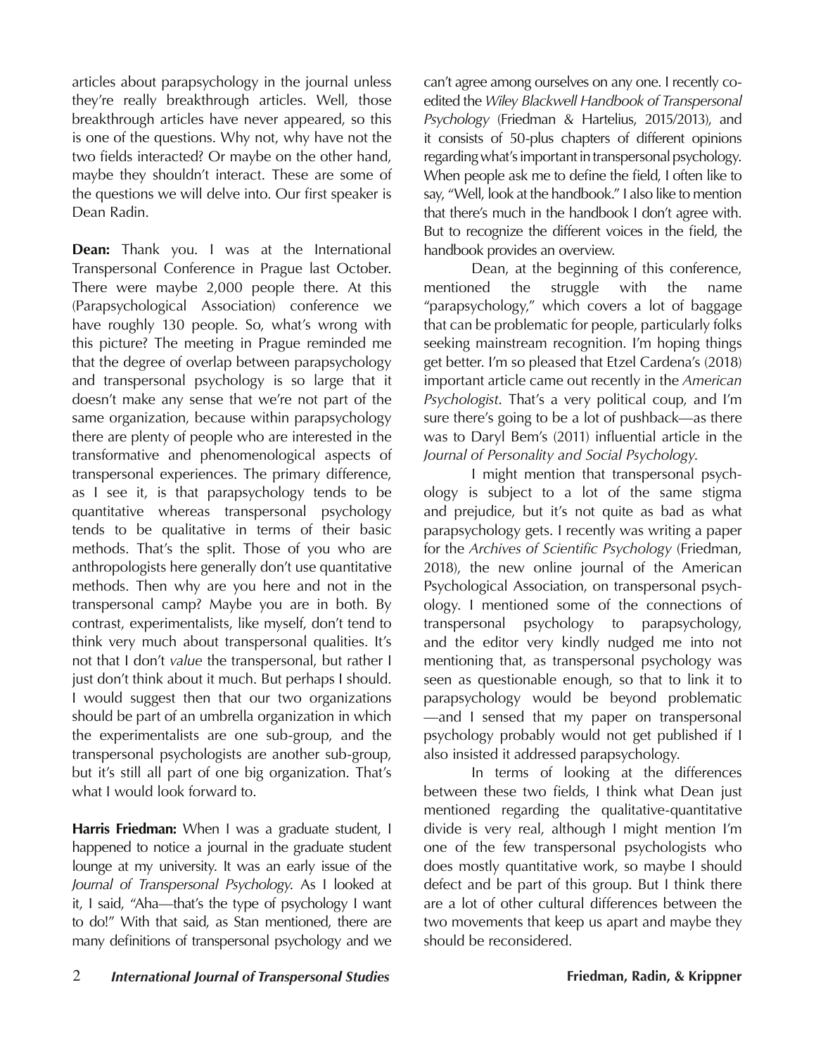articles about parapsychology in the journal unless they're really breakthrough articles. Well, those breakthrough articles have never appeared, so this is one of the questions. Why not, why have not the two fields interacted? Or maybe on the other hand, maybe they shouldn't interact. These are some of the questions we will delve into. Our first speaker is Dean Radin.

**Dean:** Thank you. I was at the International Transpersonal Conference in Prague last October. There were maybe 2,000 people there. At this (Parapsychological Association) conference we have roughly 130 people. So, what's wrong with this picture? The meeting in Prague reminded me that the degree of overlap between parapsychology and transpersonal psychology is so large that it doesn't make any sense that we're not part of the same organization, because within parapsychology there are plenty of people who are interested in the transformative and phenomenological aspects of transpersonal experiences. The primary difference, as I see it, is that parapsychology tends to be quantitative whereas transpersonal psychology tends to be qualitative in terms of their basic methods. That's the split. Those of you who are anthropologists here generally don't use quantitative methods. Then why are you here and not in the transpersonal camp? Maybe you are in both. By contrast, experimentalists, like myself, don't tend to think very much about transpersonal qualities. It's not that I don't *value* the transpersonal, but rather I just don't think about it much. But perhaps I should. I would suggest then that our two organizations should be part of an umbrella organization in which the experimentalists are one sub-group, and the transpersonal psychologists are another sub-group, but it's still all part of one big organization. That's what I would look forward to.

**Harris Friedman:** When I was a graduate student, I happened to notice a journal in the graduate student lounge at my university. It was an early issue of the *Journal of Transpersonal Psychology*. As I looked at it, I said, "Aha—that's the type of psychology I want to do!" With that said, as Stan mentioned, there are many definitions of transpersonal psychology and we can't agree among ourselves on any one. I recently co-edited the *Wiley Blackwell Handbook of Transpersonal Psychology* (Friedman & Hartelius, 2015/2013), and it consists of 50-plus chapters of different opinions regarding what's important in transpersonal psychology. When people ask me to define the field, I often like to say, "Well, look at the handbook." I also like to mention that there's much in the handbook I don't agree with. But to recognize the different voices in the field, the handbook provides an overview.

Dean, at the beginning of this conference, mentioned the struggle with the name "parapsychology," which covers a lot of baggage that can be problematic for people, particularly folks seeking mainstream recognition. I'm hoping things get better. I'm so pleased that Etzel Cardena's (2018) important article came out recently in the *American Psychologist*. That's a very political coup, and I'm sure there's going to be a lot of pushback—as there was to Daryl Bem's (2011) influential article in the *Journal of Personality and Social Psychology*.

I might mention that transpersonal psychology is subject to a lot of the same stigma and prejudice, but it's not quite as bad as what parapsychology gets. I recently was writing a paper for the *Archives of Scientific Psychology* (Friedman, 2018), the new online journal of the American Psychological Association, on transpersonal psychology. I mentioned some of the connections of transpersonal psychology to parapsychology, and the editor very kindly nudged me into not mentioning that, as transpersonal psychology was seen as questionable enough, so that to link it to parapsychology would be beyond problematic —and I sensed that my paper on transpersonal psychology probably would not get published if I also insisted it addressed parapsychology.

In terms of looking at the differences between these two fields, I think what Dean just mentioned regarding the qualitative-quantitative divide is very real, although I might mention I'm one of the few transpersonal psychologists who does mostly quantitative work, so maybe I should defect and be part of this group. But I think there are a lot of other cultural differences between the two movements that keep us apart and maybe they should be reconsidered.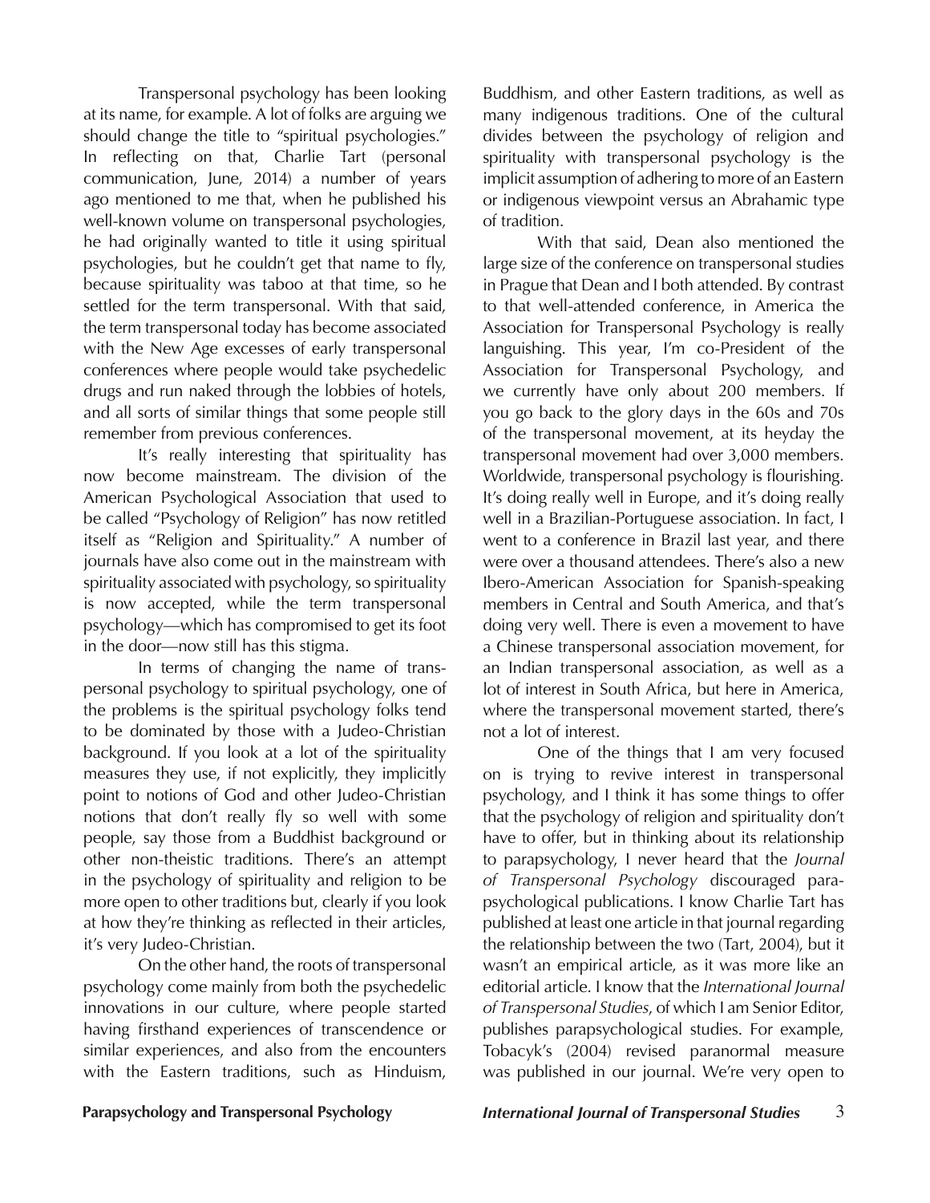Transpersonal psychology has been looking at its name, for example. A lot of folks are arguing we should change the title to "spiritual psychologies." In reflecting on that, Charlie Tart (personal communication, June, 2014) a number of years ago mentioned to me that, when he published his well-known volume on transpersonal psychologies, he had originally wanted to title it using spiritual psychologies, but he couldn't get that name to fly, because spirituality was taboo at that time, so he settled for the term transpersonal. With that said, the term transpersonal today has become associated with the New Age excesses of early transpersonal conferences where people would take psychedelic drugs and run naked through the lobbies of hotels, and all sorts of similar things that some people still remember from previous conferences.

It's really interesting that spirituality has now become mainstream. The division of the American Psychological Association that used to be called "Psychology of Religion" has now retitled itself as "Religion and Spirituality." A number of journals have also come out in the mainstream with spirituality associated with psychology, so spirituality is now accepted, while the term transpersonal psychology—which has compromised to get its foot in the door—now still has this stigma.

In terms of changing the name of transpersonal psychology to spiritual psychology, one of the problems is the spiritual psychology folks tend to be dominated by those with a Judeo-Christian background. If you look at a lot of the spirituality measures they use, if not explicitly, they implicitly point to notions of God and other Judeo-Christian notions that don't really fly so well with some people, say those from a Buddhist background or other non-theistic traditions. There's an attempt in the psychology of spirituality and religion to be more open to other traditions but, clearly if you look at how they're thinking as reflected in their articles, it's very Judeo-Christian.

On the other hand, the roots of transpersonal psychology come mainly from both the psychedelic innovations in our culture, where people started having firsthand experiences of transcendence or similar experiences, and also from the encounters with the Eastern traditions, such as Hinduism, Buddhism, and other Eastern traditions, as well as many indigenous traditions. One of the cultural divides between the psychology of religion and spirituality with transpersonal psychology is the implicit assumption of adhering to more of an Eastern or indigenous viewpoint versus an Abrahamic type of tradition.

With that said, Dean also mentioned the large size of the conference on transpersonal studies in Prague that Dean and I both attended. By contrast to that well-attended conference, in America the Association for Transpersonal Psychology is really languishing. This year, I'm co-President of the Association for Transpersonal Psychology, and we currently have only about 200 members. If you go back to the glory days in the 60s and 70s of the transpersonal movement, at its heyday the transpersonal movement had over 3,000 members. Worldwide, transpersonal psychology is flourishing. It's doing really well in Europe, and it's doing really well in a Brazilian-Portuguese association. In fact, I went to a conference in Brazil last year, and there were over a thousand attendees. There's also a new Ibero-American Association for Spanish-speaking members in Central and South America, and that's doing very well. There is even a movement to have a Chinese transpersonal association movement, for an Indian transpersonal association, as well as a lot of interest in South Africa, but here in America, where the transpersonal movement started, there's not a lot of interest.

One of the things that I am very focused on is trying to revive interest in transpersonal psychology, and I think it has some things to offer that the psychology of religion and spirituality don't have to offer, but in thinking about its relationship to parapsychology, I never heard that the *Journal of Transpersonal Psychology* discouraged parapsychological publications. I know Charlie Tart has published at least one article in that journal regarding the relationship between the two (Tart, 2004), but it wasn't an empirical article, as it was more like an editorial article. I know that the *International Journal of Transpersonal Studies*, of which I am Senior Editor, publishes parapsychological studies. For example, Tobacyk's (2004) revised paranormal measure was published in our journal. We're very open to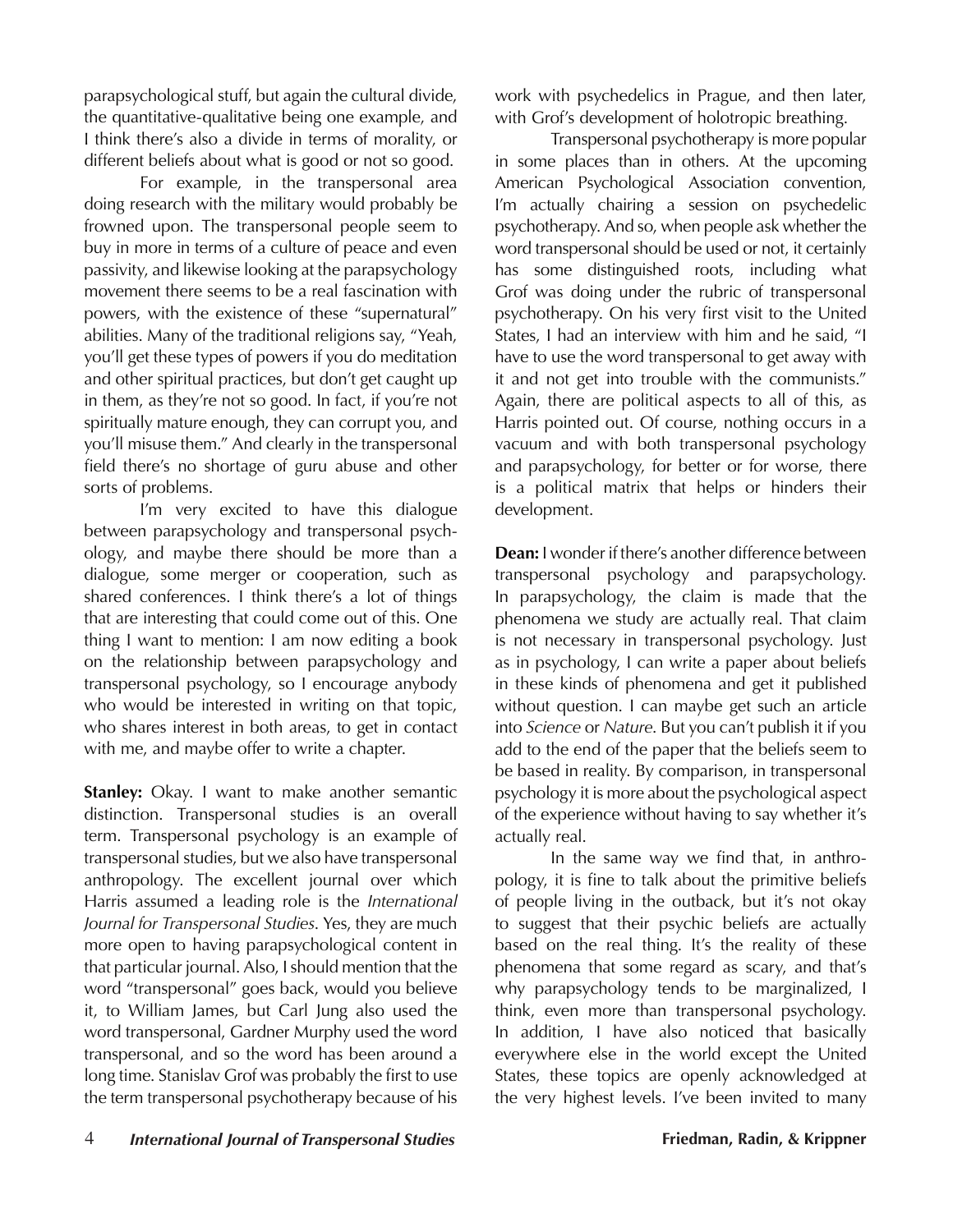parapsychological stuff, but again the cultural divide, the quantitative-qualitative being one example, and I think there's also a divide in terms of morality, or different beliefs about what is good or not so good.

For example, in the transpersonal area doing research with the military would probably be frowned upon. The transpersonal people seem to buy in more in terms of a culture of peace and even passivity, and likewise looking at the parapsychology movement there seems to be a real fascination with powers, with the existence of these "supernatural" abilities. Many of the traditional religions say, "Yeah, you'll get these types of powers if you do meditation and other spiritual practices, but don't get caught up in them, as they're not so good. In fact, if you're not spiritually mature enough, they can corrupt you, and you'll misuse them." And clearly in the transpersonal field there's no shortage of guru abuse and other sorts of problems.

I'm very excited to have this dialogue between parapsychology and transpersonal psychology, and maybe there should be more than a dialogue, some merger or cooperation, such as shared conferences. I think there's a lot of things that are interesting that could come out of this. One thing I want to mention: I am now editing a book on the relationship between parapsychology and transpersonal psychology, so I encourage anybody who would be interested in writing on that topic, who shares interest in both areas, to get in contact with me, and maybe offer to write a chapter.

**Stanley:** Okay. I want to make another semantic distinction. Transpersonal studies is an overall term. Transpersonal psychology is an example of transpersonal studies, but we also have transpersonal anthropology. The excellent journal over which Harris assumed a leading role is the *International Journal for Transpersonal Studies*. Yes, they are much more open to having parapsychological content in that particular journal. Also, I should mention that the word "transpersonal" goes back, would you believe it, to William James, but Carl Jung also used the word transpersonal, Gardner Murphy used the word transpersonal, and so the word has been around a long time. Stanislav Grof was probably the first to use the term transpersonal psychotherapy because of his work with psychedelics in Prague, and then later, with Grof's development of holotropic breathing.

Transpersonal psychotherapy is more popular in some places than in others. At the upcoming American Psychological Association convention, I'm actually chairing a session on psychedelic psychotherapy. And so, when people ask whether the word transpersonal should be used or not, it certainly has some distinguished roots, including what Grof was doing under the rubric of transpersonal psychotherapy. On his very first visit to the United States, I had an interview with him and he said, "I have to use the word transpersonal to get away with it and not get into trouble with the communists." Again, there are political aspects to all of this, as Harris pointed out. Of course, nothing occurs in a vacuum and with both transpersonal psychology and parapsychology, for better or for worse, there is a political matrix that helps or hinders their development.

**Dean:** I wonder if there's another difference between transpersonal psychology and parapsychology. In parapsychology, the claim is made that the phenomena we study are actually real. That claim is not necessary in transpersonal psychology. Just as in psychology, I can write a paper about beliefs in these kinds of phenomena and get it published without question. I can maybe get such an article into *Science* or *Nature*. But you can't publish it if you add to the end of the paper that the beliefs seem to be based in reality. By comparison, in transpersonal psychology it is more about the psychological aspect of the experience without having to say whether it's actually real.

In the same way we find that, in anthropology, it is fine to talk about the primitive beliefs of people living in the outback, but it's not okay to suggest that their psychic beliefs are actually based on the real thing. It's the reality of these phenomena that some regard as scary, and that's why parapsychology tends to be marginalized, I think, even more than transpersonal psychology. In addition, I have also noticed that basically everywhere else in the world except the United States, these topics are openly acknowledged at the very highest levels. I've been invited to many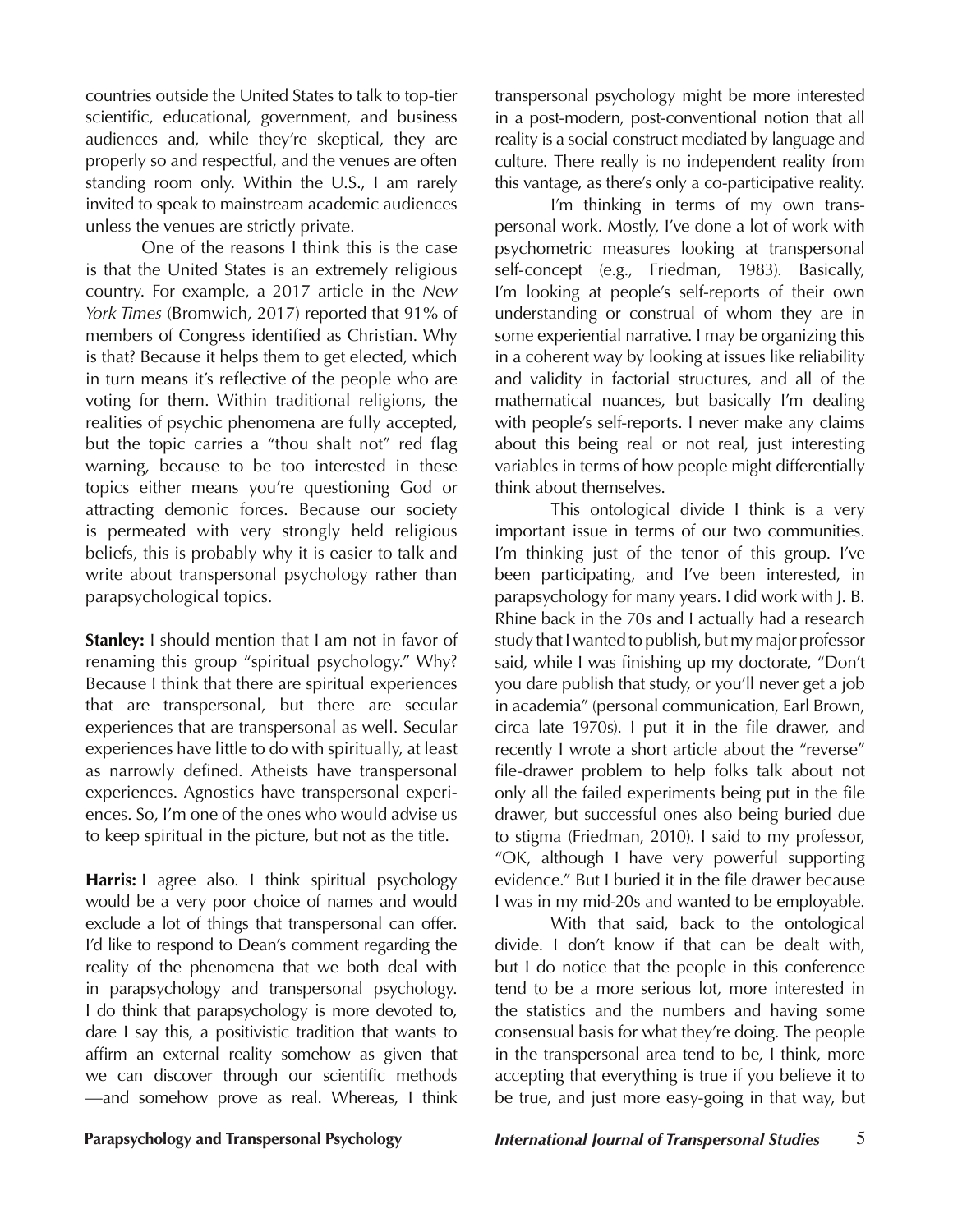countries outside the United States to talk to top-tier scientific, educational, government, and business audiences and, while they're skeptical, they are properly so and respectful, and the venues are often standing room only. Within the U.S., I am rarely invited to speak to mainstream academic audiences unless the venues are strictly private.

One of the reasons I think this is the case is that the United States is an extremely religious country. For example, a 2017 article in the *New York Times* (Bromwich, 2017) reported that 91% of members of Congress identified as Christian. Why is that? Because it helps them to get elected, which in turn means it's reflective of the people who are voting for them. Within traditional religions, the realities of psychic phenomena are fully accepted, but the topic carries a "thou shalt not" red flag warning, because to be too interested in these topics either means you're questioning God or attracting demonic forces. Because our society is permeated with very strongly held religious beliefs, this is probably why it is easier to talk and write about transpersonal psychology rather than parapsychological topics.

**Stanley:** I should mention that I am not in favor of renaming this group "spiritual psychology." Why? Because I think that there are spiritual experiences that are transpersonal, but there are secular experiences that are transpersonal as well. Secular experiences have little to do with spiritually, at least as narrowly defined. Atheists have transpersonal experiences. Agnostics have transpersonal experiences. So, I'm one of the ones who would advise us to keep spiritual in the picture, but not as the title.

**Harris:** I agree also. I think spiritual psychology would be a very poor choice of names and would exclude a lot of things that transpersonal can offer. I'd like to respond to Dean's comment regarding the reality of the phenomena that we both deal with in parapsychology and transpersonal psychology. I do think that parapsychology is more devoted to, dare I say this, a positivistic tradition that wants to affirm an external reality somehow as given that we can discover through our scientific methods —and somehow prove as real. Whereas, I think transpersonal psychology might be more interested in a post-modern, post-conventional notion that all reality is a social construct mediated by language and culture. There really is no independent reality from this vantage, as there's only a co-participative reality.

I'm thinking in terms of my own transpersonal work. Mostly, I've done a lot of work with psychometric measures looking at transpersonal self-concept (e.g., Friedman, 1983). Basically, I'm looking at people's self-reports of their own understanding or construal of whom they are in some experiential narrative. I may be organizing this in a coherent way by looking at issues like reliability and validity in factorial structures, and all of the mathematical nuances, but basically I'm dealing with people's self-reports. I never make any claims about this being real or not real, just interesting variables in terms of how people might differentially think about themselves.

This ontological divide I think is a very important issue in terms of our two communities. I'm thinking just of the tenor of this group. I've been participating, and I've been interested, in parapsychology for many years. I did work with J. B. Rhine back in the 70s and I actually had a research study that I wanted to publish, but my major professor said, while I was finishing up my doctorate, "Don't you dare publish that study, or you'll never get a job in academia" (personal communication, Earl Brown, circa late 1970s). I put it in the file drawer, and recently I wrote a short article about the "reverse" file-drawer problem to help folks talk about not only all the failed experiments being put in the file drawer, but successful ones also being buried due to stigma (Friedman, 2010). I said to my professor, "OK, although I have very powerful supporting evidence." But I buried it in the file drawer because I was in my mid-20s and wanted to be employable.

With that said, back to the ontological divide. I don't know if that can be dealt with, but I do notice that the people in this conference tend to be a more serious lot, more interested in the statistics and the numbers and having some consensual basis for what they're doing. The people in the transpersonal area tend to be, I think, more accepting that everything is true if you believe it to be true, and just more easy-going in that way, but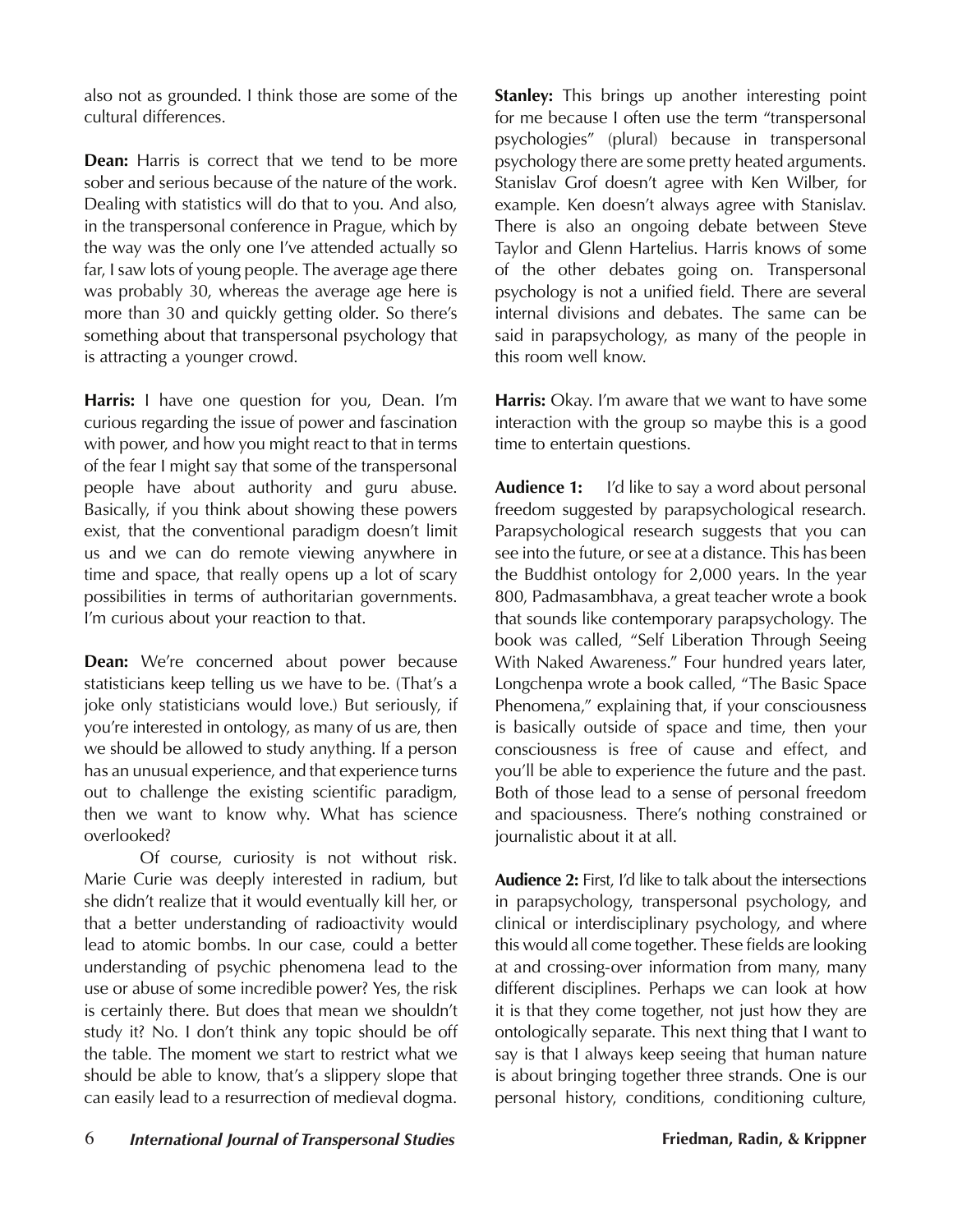also not as grounded. I think those are some of the cultural differences.

**Dean:** Harris is correct that we tend to be more sober and serious because of the nature of the work. Dealing with statistics will do that to you. And also, in the transpersonal conference in Prague, which by the way was the only one I've attended actually so far, I saw lots of young people. The average age there was probably 30, whereas the average age here is more than 30 and quickly getting older. So there's something about that transpersonal psychology that is attracting a younger crowd.

**Harris:** I have one question for you, Dean. I'm curious regarding the issue of power and fascination with power, and how you might react to that in terms of the fear I might say that some of the transpersonal people have about authority and guru abuse. Basically, if you think about showing these powers exist, that the conventional paradigm doesn't limit us and we can do remote viewing anywhere in time and space, that really opens up a lot of scary possibilities in terms of authoritarian governments. I'm curious about your reaction to that.

**Dean:** We're concerned about power because statisticians keep telling us we have to be. (That's a joke only statisticians would love.) But seriously, if you're interested in ontology, as many of us are, then we should be allowed to study anything. If a person has an unusual experience, and that experience turns out to challenge the existing scientific paradigm, then we want to know why. What has science overlooked?

Of course, curiosity is not without risk. Marie Curie was deeply interested in radium, but she didn't realize that it would eventually kill her, or that a better understanding of radioactivity would lead to atomic bombs. In our case, could a better understanding of psychic phenomena lead to the use or abuse of some incredible power? Yes, the risk is certainly there. But does that mean we shouldn't study it? No. I don't think any topic should be off the table. The moment we start to restrict what we should be able to know, that's a slippery slope that can easily lead to a resurrection of medieval dogma.

**Stanley:** This brings up another interesting point for me because I often use the term "transpersonal psychologies" (plural) because in transpersonal psychology there are some pretty heated arguments. Stanislav Grof doesn't agree with Ken Wilber, for example. Ken doesn't always agree with Stanislav. There is also an ongoing debate between Steve Taylor and Glenn Hartelius. Harris knows of some of the other debates going on. Transpersonal psychology is not a unified field. There are several internal divisions and debates. The same can be said in parapsychology, as many of the people in this room well know.

**Harris:** Okay. I'm aware that we want to have some interaction with the group so maybe this is a good time to entertain questions.

**Audience 1:** I'd like to say a word about personal freedom suggested by parapsychological research. Parapsychological research suggests that you can see into the future, or see at a distance. This has been the Buddhist ontology for 2,000 years. In the year 800, Padmasambhava, a great teacher wrote a book that sounds like contemporary parapsychology. The book was called, "Self Liberation Through Seeing With Naked Awareness." Four hundred years later, Longchenpa wrote a book called, "The Basic Space Phenomena," explaining that, if your consciousness is basically outside of space and time, then your consciousness is free of cause and effect, and you'll be able to experience the future and the past. Both of those lead to a sense of personal freedom and spaciousness. There's nothing constrained or journalistic about it at all.

**Audience 2:** First, I'd like to talk about the intersections in parapsychology, transpersonal psychology, and clinical or interdisciplinary psychology, and where this would all come together. These fields are looking at and crossing-over information from many, many different disciplines. Perhaps we can look at how it is that they come together, not just how they are ontologically separate. This next thing that I want to say is that I always keep seeing that human nature is about bringing together three strands. One is our personal history, conditions, conditioning culture,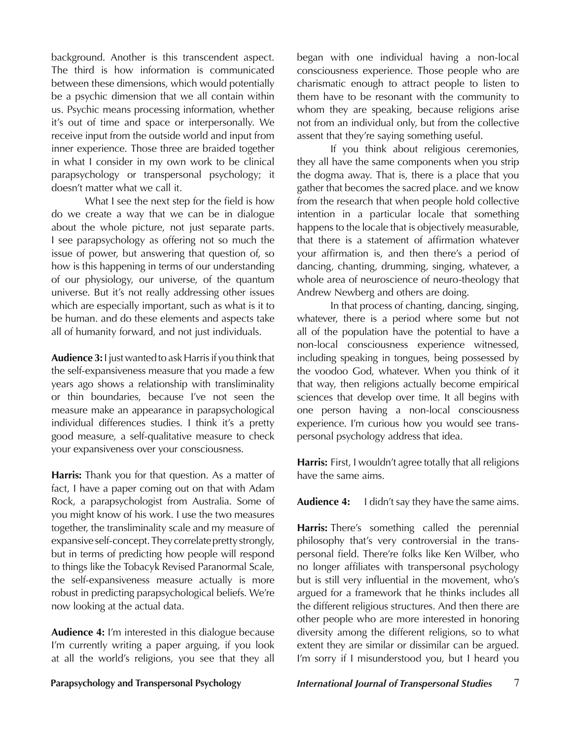background. Another is this transcendent aspect. The third is how information is communicated between these dimensions, which would potentially be a psychic dimension that we all contain within us. Psychic means processing information, whether it's out of time and space or interpersonally. We receive input from the outside world and input from inner experience. Those three are braided together in what I consider in my own work to be clinical parapsychology or transpersonal psychology; it doesn't matter what we call it.

What I see the next step for the field is how do we create a way that we can be in dialogue about the whole picture, not just separate parts. I see parapsychology as offering not so much the issue of power, but answering that question of, so how is this happening in terms of our understanding of our physiology, our universe, of the quantum universe. But it's not really addressing other issues which are especially important, such as what is it to be human. and do these elements and aspects take all of humanity forward, and not just individuals.

**Audience 3:** I just wanted to ask Harris if you think that the self-expansiveness measure that you made a few years ago shows a relationship with transliminality or thin boundaries, because I've not seen the measure make an appearance in parapsychological individual differences studies. I think it's a pretty good measure, a self-qualitative measure to check your expansiveness over your consciousness.

**Harris:** Thank you for that question. As a matter of fact, I have a paper coming out on that with Adam Rock, a parapsychologist from Australia. Some of you might know of his work. I use the two measures together, the transliminality scale and my measure of expansive self-concept. They correlate pretty strongly, but in terms of predicting how people will respond to things like the Tobacyk Revised Paranormal Scale, the self-expansiveness measure actually is more robust in predicting parapsychological beliefs. We're now looking at the actual data.

**Audience 4:** I'm interested in this dialogue because I'm currently writing a paper arguing, if you look at all the world's religions, you see that they all began with one individual having a non-local consciousness experience. Those people who are charismatic enough to attract people to listen to them have to be resonant with the community to whom they are speaking, because religions arise not from an individual only, but from the collective assent that they're saying something useful.

If you think about religious ceremonies, they all have the same components when you strip the dogma away. That is, there is a place that you gather that becomes the sacred place. and we know from the research that when people hold collective intention in a particular locale that something happens to the locale that is objectively measurable, that there is a statement of affirmation whatever your affirmation is, and then there's a period of dancing, chanting, drumming, singing, whatever, a whole area of neuroscience of neuro-theology that Andrew Newberg and others are doing.

In that process of chanting, dancing, singing, whatever, there is a period where some but not all of the population have the potential to have a non-local consciousness experience witnessed, including speaking in tongues, being possessed by the voodoo God, whatever. When you think of it that way, then religions actually become empirical sciences that develop over time. It all begins with one person having a non-local consciousness experience. I'm curious how you would see transpersonal psychology address that idea.

**Harris:** First, I wouldn't agree totally that all religions have the same aims.

**Audience 4:** I didn't say they have the same aims.

**Harris:** There's something called the perennial philosophy that's very controversial in the transpersonal field. There're folks like Ken Wilber, who no longer affiliates with transpersonal psychology but is still very influential in the movement, who's argued for a framework that he thinks includes all the different religious structures. And then there are other people who are more interested in honoring diversity among the different religions, so to what extent they are similar or dissimilar can be argued. I'm sorry if I misunderstood you, but I heard you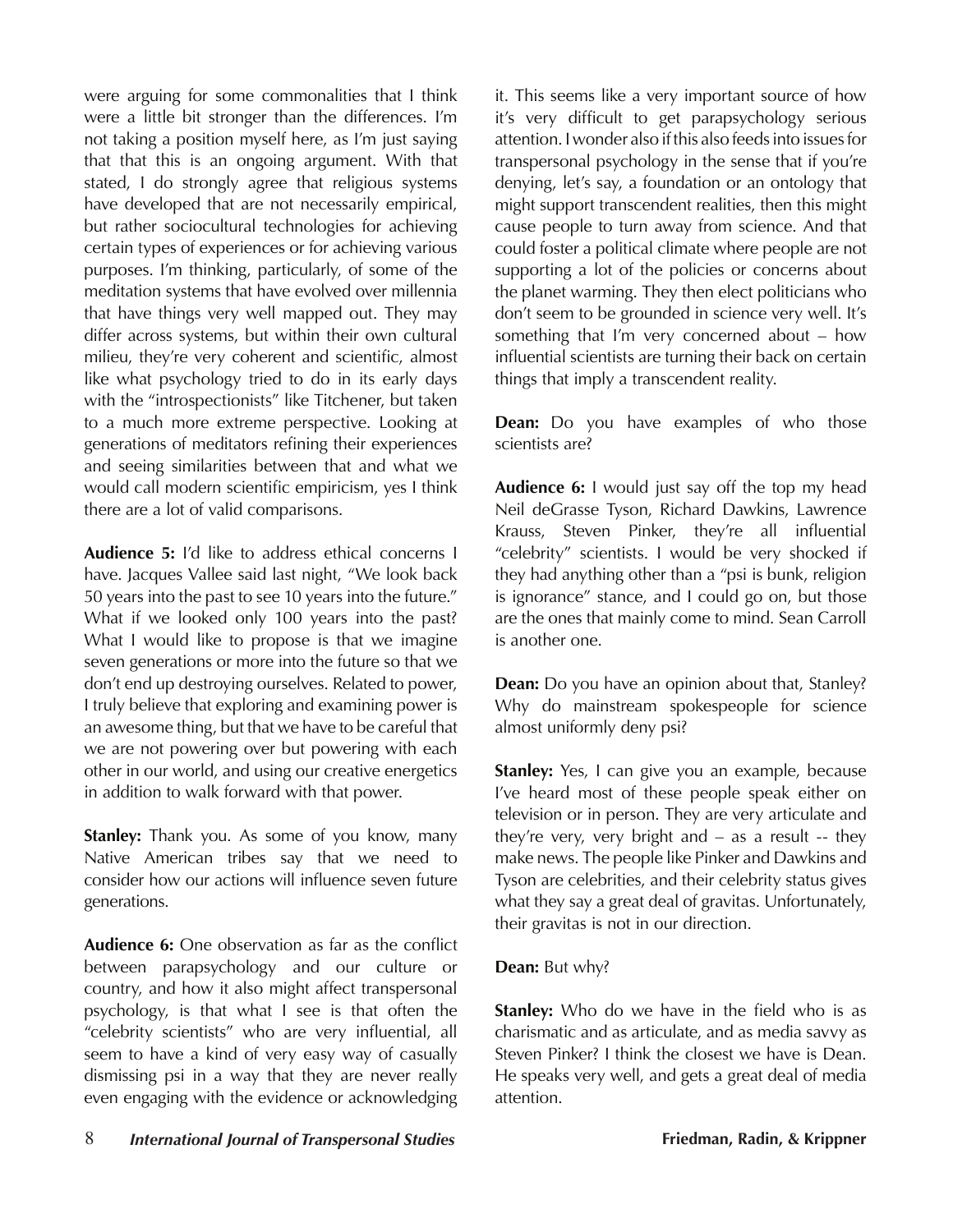were arguing for some commonalities that I think were a little bit stronger than the differences. I'm not taking a position myself here, as I'm just saying that that this is an ongoing argument. With that stated, I do strongly agree that religious systems have developed that are not necessarily empirical, but rather sociocultural technologies for achieving certain types of experiences or for achieving various purposes. I'm thinking, particularly, of some of the meditation systems that have evolved over millennia that have things very well mapped out. They may differ across systems, but within their own cultural milieu, they're very coherent and scientific, almost like what psychology tried to do in its early days with the "introspectionists" like Titchener, but taken to a much more extreme perspective. Looking at generations of meditators refining their experiences and seeing similarities between that and what we would call modern scientific empiricism, yes I think there are a lot of valid comparisons.

**Audience 5:** I'd like to address ethical concerns I have. Jacques Vallee said last night, "We look back 50 years into the past to see 10 years into the future." What if we looked only 100 years into the past? What I would like to propose is that we imagine seven generations or more into the future so that we don't end up destroying ourselves. Related to power, I truly believe that exploring and examining power is an awesome thing, but that we have to be careful that we are not powering over but powering with each other in our world, and using our creative energetics in addition to walk forward with that power.

**Stanley:** Thank you. As some of you know, many Native American tribes say that we need to consider how our actions will influence seven future generations.

**Audience 6:** One observation as far as the conflict between parapsychology and our culture or country, and how it also might affect transpersonal psychology, is that what I see is that often the "celebrity scientists" who are very influential, all seem to have a kind of very easy way of casually dismissing psi in a way that they are never really even engaging with the evidence or acknowledging it. This seems like a very important source of how it's very difficult to get parapsychology serious attention. I wonder also if this also feeds into issues for transpersonal psychology in the sense that if you're denying, let's say, a foundation or an ontology that might support transcendent realities, then this might cause people to turn away from science. And that could foster a political climate where people are not supporting a lot of the policies or concerns about the planet warming. They then elect politicians who don't seem to be grounded in science very well. It's something that I'm very concerned about – how influential scientists are turning their back on certain things that imply a transcendent reality.

**Dean:** Do you have examples of who those scientists are?

**Audience 6:** I would just say off the top my head Neil deGrasse Tyson, Richard Dawkins, Lawrence Krauss, Steven Pinker, they're all influential "celebrity" scientists. I would be very shocked if they had anything other than a "psi is bunk, religion is ignorance" stance, and I could go on, but those are the ones that mainly come to mind. Sean Carroll is another one.

**Dean:** Do you have an opinion about that, Stanley? Why do mainstream spokespeople for science almost uniformly deny psi?

**Stanley:** Yes, I can give you an example, because I've heard most of these people speak either on television or in person. They are very articulate and they're very, very bright and – as a result -- they make news. The people like Pinker and Dawkins and Tyson are celebrities, and their celebrity status gives what they say a great deal of gravitas. Unfortunately, their gravitas is not in our direction.

**Dean:** But why?

**Stanley:** Who do we have in the field who is as charismatic and as articulate, and as media savvy as Steven Pinker? I think the closest we have is Dean. He speaks very well, and gets a great deal of media attention.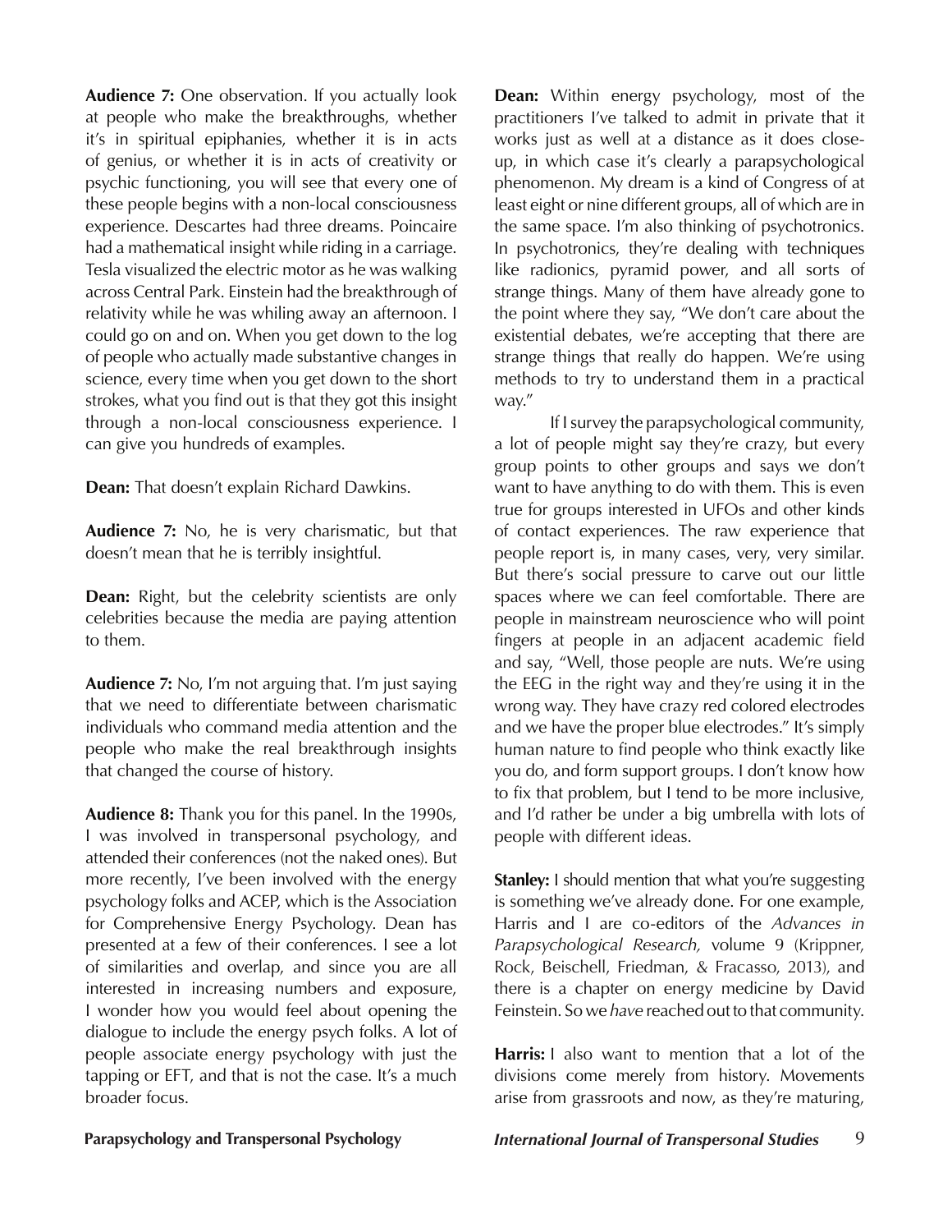**Audience 7:** One observation. If you actually look at people who make the breakthroughs, whether it's in spiritual epiphanies, whether it is in acts of genius, or whether it is in acts of creativity or psychic functioning, you will see that every one of these people begins with a non-local consciousness experience. Descartes had three dreams. Poincaire had a mathematical insight while riding in a carriage. Tesla visualized the electric motor as he was walking across Central Park. Einstein had the breakthrough of relativity while he was whiling away an afternoon. I could go on and on. When you get down to the log of people who actually made substantive changes in science, every time when you get down to the short strokes, what you find out is that they got this insight through a non-local consciousness experience. I can give you hundreds of examples.

**Dean:** That doesn't explain Richard Dawkins.

**Audience 7:** No, he is very charismatic, but that doesn't mean that he is terribly insightful.

**Dean:** Right, but the celebrity scientists are only celebrities because the media are paying attention to them.

**Audience 7:** No, I'm not arguing that. I'm just saying that we need to differentiate between charismatic individuals who command media attention and the people who make the real breakthrough insights that changed the course of history.

**Audience 8:** Thank you for this panel. In the 1990s, I was involved in transpersonal psychology, and attended their conferences (not the naked ones). But more recently, I've been involved with the energy psychology folks and ACEP, which is the Association for Comprehensive Energy Psychology. Dean has presented at a few of their conferences. I see a lot of similarities and overlap, and since you are all interested in increasing numbers and exposure, I wonder how you would feel about opening the dialogue to include the energy psych folks. A lot of people associate energy psychology with just the tapping or EFT, and that is not the case. It's a much broader focus.

**Dean:** Within energy psychology, most of the practitioners I've talked to admit in private that it works just as well at a distance as it does close-up, in which case it's clearly a parapsychological phenomenon. My dream is a kind of Congress of at least eight or nine different groups, all of which are in the same space. I'm also thinking of psychotronics. In psychotronics, they're dealing with techniques like radionics, pyramid power, and all sorts of strange things. Many of them have already gone to the point where they say, "We don't care about the existential debates, we're accepting that there are strange things that really do happen. We're using methods to try to understand them in a practical way."

If I survey the parapsychological community, a lot of people might say they're crazy, but every group points to other groups and says we don't want to have anything to do with them. This is even true for groups interested in UFOs and other kinds of contact experiences. The raw experience that people report is, in many cases, very, very similar. But there's social pressure to carve out our little spaces where we can feel comfortable. There are people in mainstream neuroscience who will point fingers at people in an adjacent academic field and say, "Well, those people are nuts. We're using the EEG in the right way and they're using it in the wrong way. They have crazy red colored electrodes and we have the proper blue electrodes." It's simply human nature to find people who think exactly like you do, and form support groups. I don't know how to fix that problem, but I tend to be more inclusive, and I'd rather be under a big umbrella with lots of people with different ideas.

**Stanley:** I should mention that what you're suggesting is something we've already done. For one example, Harris and I are co-editors of the *Advances in Parapsychological Research,* volume 9 (Krippner, Rock, Beischell, Friedman, & Fracasso, 2013), and there is a chapter on energy medicine by David Feinstein. So we *have* reached out to that community.

**Harris:** I also want to mention that a lot of the divisions come merely from history. Movements arise from grassroots and now, as they're maturing,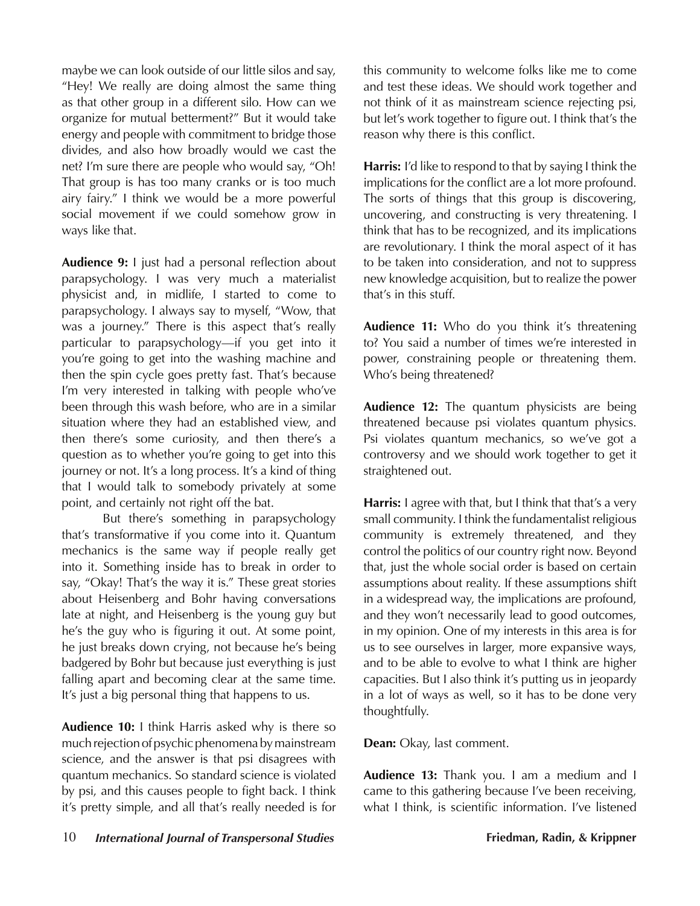maybe we can look outside of our little silos and say, "Hey! We really are doing almost the same thing as that other group in a different silo. How can we organize for mutual betterment?" But it would take energy and people with commitment to bridge those divides, and also how broadly would we cast the net? I'm sure there are people who would say, "Oh! That group is has too many cranks or is too much airy fairy." I think we would be a more powerful social movement if we could somehow grow in ways like that.

**Audience 9:** I just had a personal reflection about parapsychology. I was very much a materialist physicist and, in midlife, I started to come to parapsychology. I always say to myself, "Wow, that was a journey." There is this aspect that's really particular to parapsychology—if you get into it you're going to get into the washing machine and then the spin cycle goes pretty fast. That's because I'm very interested in talking with people who've been through this wash before, who are in a similar situation where they had an established view, and then there's some curiosity, and then there's a question as to whether you're going to get into this journey or not. It's a long process. It's a kind of thing that I would talk to somebody privately at some point, and certainly not right off the bat.

But there's something in parapsychology that's transformative if you come into it. Quantum mechanics is the same way if people really get into it. Something inside has to break in order to say, "Okay! That's the way it is." These great stories about Heisenberg and Bohr having conversations late at night, and Heisenberg is the young guy but he's the guy who is figuring it out. At some point, he just breaks down crying, not because he's being badgered by Bohr but because just everything is just falling apart and becoming clear at the same time. It's just a big personal thing that happens to us.

**Audience 10:** I think Harris asked why is there so much rejection of psychic phenomena by mainstream science, and the answer is that psi disagrees with quantum mechanics. So standard science is violated by psi, and this causes people to fight back. I think it's pretty simple, and all that's really needed is for this community to welcome folks like me to come and test these ideas. We should work together and not think of it as mainstream science rejecting psi, but let's work together to figure out. I think that's the reason why there is this conflict.

**Harris:** I'd like to respond to that by saying I think the implications for the conflict are a lot more profound. The sorts of things that this group is discovering, uncovering, and constructing is very threatening. I think that has to be recognized, and its implications are revolutionary. I think the moral aspect of it has to be taken into consideration, and not to suppress new knowledge acquisition, but to realize the power that's in this stuff.

**Audience 11:** Who do you think it's threatening to? You said a number of times we're interested in power, constraining people or threatening them. Who's being threatened?

**Audience 12:** The quantum physicists are being threatened because psi violates quantum physics. Psi violates quantum mechanics, so we've got a controversy and we should work together to get it straightened out.

**Harris:** I agree with that, but I think that that's a very small community. I think the fundamentalist religious community is extremely threatened, and they control the politics of our country right now. Beyond that, just the whole social order is based on certain assumptions about reality. If these assumptions shift in a widespread way, the implications are profound, and they won't necessarily lead to good outcomes, in my opinion. One of my interests in this area is for us to see ourselves in larger, more expansive ways, and to be able to evolve to what I think are higher capacities. But I also think it's putting us in jeopardy in a lot of ways as well, so it has to be done very thoughtfully.

**Dean:** Okay, last comment.

**Audience 13:** Thank you. I am a medium and I came to this gathering because I've been receiving, what I think, is scientific information. I've listened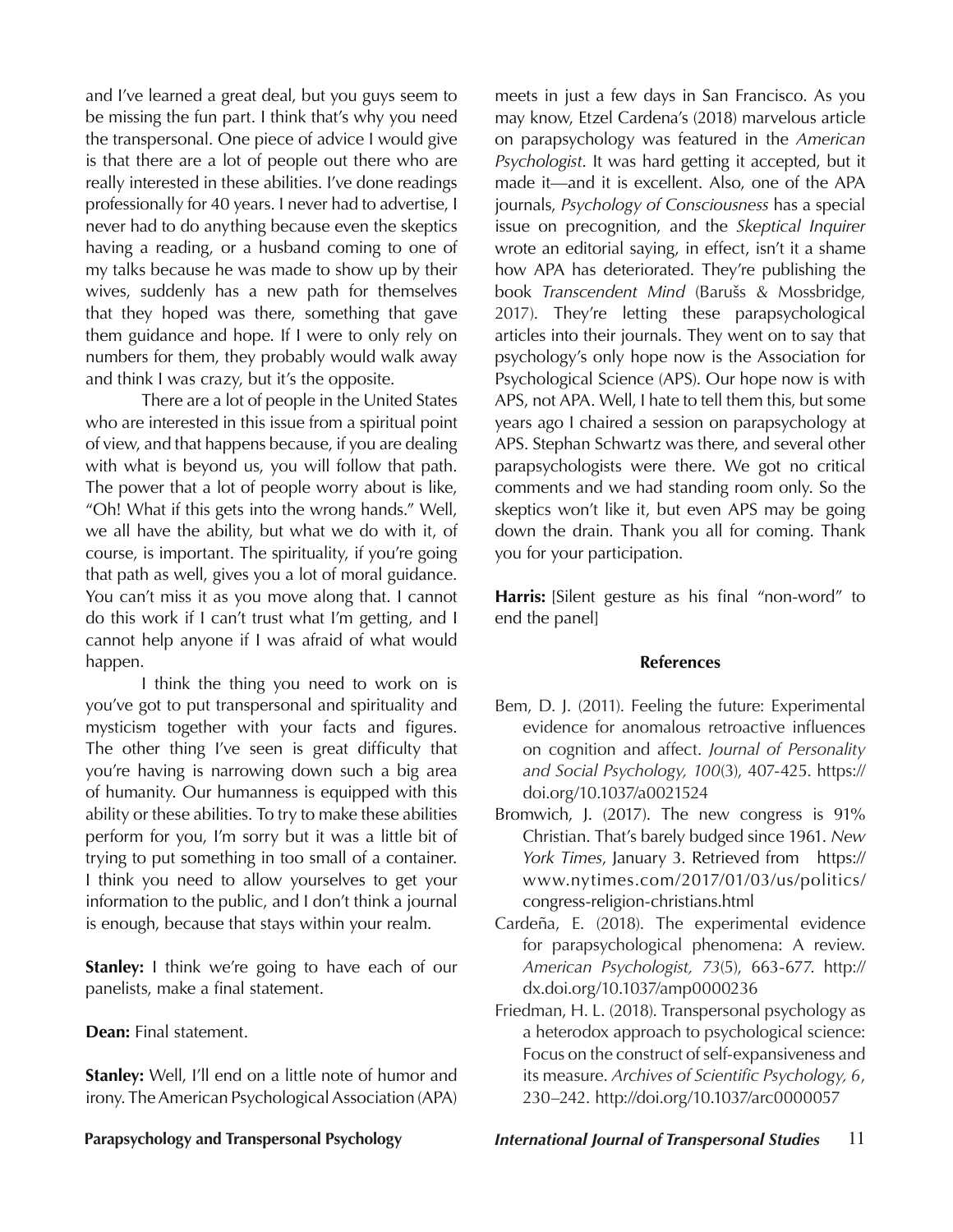and I've learned a great deal, but you guys seem to be missing the fun part. I think that's why you need the transpersonal. One piece of advice I would give is that there are a lot of people out there who are really interested in these abilities. I've done readings professionally for 40 years. I never had to advertise, I never had to do anything because even the skeptics having a reading, or a husband coming to one of my talks because he was made to show up by their wives, suddenly has a new path for themselves that they hoped was there, something that gave them guidance and hope. If I were to only rely on numbers for them, they probably would walk away and think I was crazy, but it's the opposite.

There are a lot of people in the United States who are interested in this issue from a spiritual point of view, and that happens because, if you are dealing with what is beyond us, you will follow that path. The power that a lot of people worry about is like, "Oh! What if this gets into the wrong hands." Well, we all have the ability, but what we do with it, of course, is important. The spirituality, if you're going that path as well, gives you a lot of moral guidance. You can't miss it as you move along that. I cannot do this work if I can't trust what I'm getting, and I cannot help anyone if I was afraid of what would happen.

I think the thing you need to work on is you've got to put transpersonal and spirituality and mysticism together with your facts and figures. The other thing I've seen is great difficulty that you're having is narrowing down such a big area of humanity. Our humanness is equipped with this ability or these abilities. To try to make these abilities perform for you, I'm sorry but it was a little bit of trying to put something in too small of a container. I think you need to allow yourselves to get your information to the public, and I don't think a journal is enough, because that stays within your realm.

**Stanley:** I think we're going to have each of our panelists, make a final statement.

**Dean:** Final statement.

**Stanley:** Well, I'll end on a little note of humor and irony. The American Psychological Association (APA) meets in just a few days in San Francisco. As you may know, Etzel Cardena's (2018) marvelous article on parapsychology was featured in the *American Psychologist*. It was hard getting it accepted, but it made it—and it is excellent. Also, one of the APA journals, *Psychology of Consciousness* has a special issue on precognition, and the *Skeptical Inquirer* wrote an editorial saying, in effect, isn't it a shame how APA has deteriorated. They're publishing the book *Transcendent Mind* (Barušs & Mossbridge, 2017). They're letting these parapsychological articles into their journals. They went on to say that psychology's only hope now is the Association for Psychological Science (APS). Our hope now is with APS, not APA. Well, I hate to tell them this, but some years ago I chaired a session on parapsychology at APS. Stephan Schwartz was there, and several other parapsychologists were there. We got no critical comments and we had standing room only. So the skeptics won't like it, but even APS may be going down the drain. Thank you all for coming. Thank you for your participation.

**Harris:** [Silent gesture as his final "non-word" to end the panel]

## References

Bem, D. J. (2011). Feeling the future: Experimental evidence for anomalous retroactive influences on cognition and affect. *Journal of Personality and Social Psychology, 100*(3), 407-425. https://doi.org/10.1037/a0021524

Bromwich, J. (2017). The new congress is 91% Christian. That's barely budged since 1961. *New York Times*, January 3. Retrieved from https://www.nytimes.com/2017/01/03/us/politics/congress-religion-christians.html

Cardeña, E. (2018). The experimental evidence for parapsychological phenomena: A review. *American Psychologist, 73*(5), 663-677. http://dx.doi.org/10.1037/amp0000236

Friedman, H. L. (2018). Transpersonal psychology as a heterodox approach to psychological science: Focus on the construct of self-expansiveness and its measure. *Archives of Scientific Psychology, 6*, 230–242. http://doi.org/10.1037/arc0000057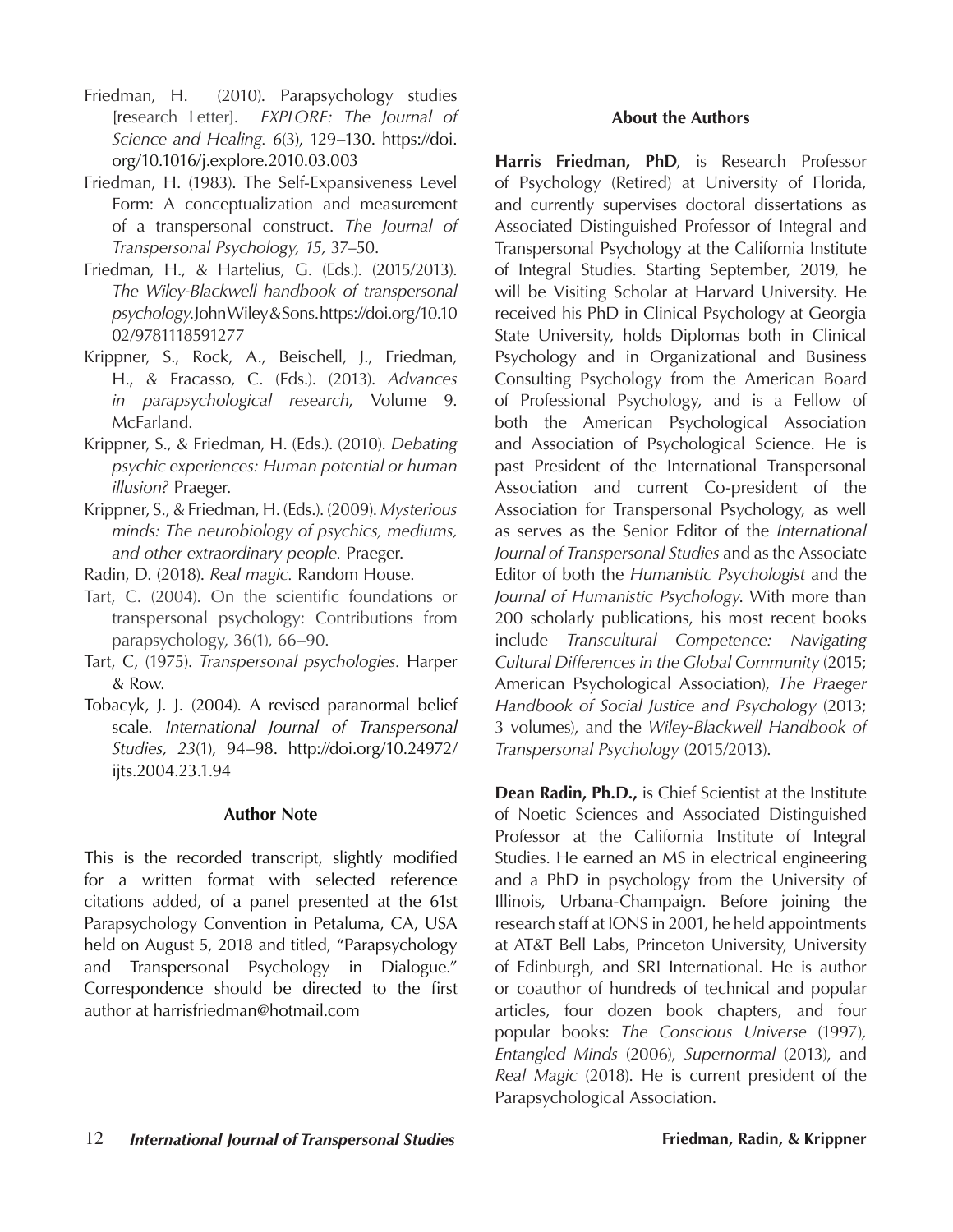Friedman, H. (2010). Parapsychology studies [research Letter]. *EXPLORE: The Journal of Science and Healing. 6*(3), 129–130. https://doi.org/10.1016/j.explore.2010.03.003

Friedman, H. (1983). The Self-Expansiveness Level Form: A conceptualization and measurement of a transpersonal construct. *The Journal of Transpersonal Psychology, 15,* 37–50.

Friedman, H., & Hartelius, G. (Eds.). (2015/2013). *The Wiley-Blackwell handbook of transpersonal psychology.* John Wiley & Sons. https://doi.org/10.1002/9781118591277

Krippner, S., Rock, A., Beischell, J., Friedman, H., & Fracasso, C. (Eds.). (2013). *Advances in parapsychological research*, Volume 9. McFarland.

Krippner, S., & Friedman, H. (Eds.). (2010). *Debating psychic experiences: Human potential or human illusion?* Praeger.

Krippner, S., & Friedman, H. (Eds.). (2009). *Mysterious minds: The neurobiology of psychics, mediums, and other extraordinary people.* Praeger.

Radin, D. (2018). *Real magic.* Random House.

Tart, C. (2004). On the scientific foundations or transpersonal psychology: Contributions from parapsychology, 36(1), 66–90.

Tart, C, (1975). *Transpersonal psychologies.* Harper & Row.

Tobacyk, J. J. (2004). A revised paranormal belief scale. *International Journal of Transpersonal Studies, 23*(1), 94–98. http://doi.org/10.24972/ijts.2004.23.1.94

### Author Note

This is the recorded transcript, slightly modified for a written format with selected reference citations added, of a panel presented at the 61st Parapsychology Convention in Petaluma, CA, USA held on August 5, 2018 and titled, "Parapsychology and Transpersonal Psychology in Dialogue." Correspondence should be directed to the first author at harrisfriedman@hotmail.com

### About the Authors

**Harris Friedman, PhD**, is Research Professor of Psychology (Retired) at University of Florida, and currently supervises doctoral dissertations as Associated Distinguished Professor of Integral and Transpersonal Psychology at the California Institute of Integral Studies. Starting September, 2019, he will be Visiting Scholar at Harvard University. He received his PhD in Clinical Psychology at Georgia State University, holds Diplomas both in Clinical Psychology and in Organizational and Business Consulting Psychology from the American Board of Professional Psychology, and is a Fellow of both the American Psychological Association and Association of Psychological Science. He is past President of the International Transpersonal Association and current Co-president of the Association for Transpersonal Psychology, as well as serves as the Senior Editor of the *International Journal of Transpersonal Studies* and as the Associate Editor of both the *Humanistic Psychologist* and the *Journal of Humanistic Psychology*. With more than 200 scholarly publications, his most recent books include *Transcultural Competence: Navigating Cultural Differences in the Global Community* (2015; American Psychological Association), *The Praeger Handbook of Social Justice and Psychology* (2013; 3 volumes), and the *Wiley-Blackwell Handbook of Transpersonal Psychology* (2015/2013).

**Dean Radin, Ph.D.,** is Chief Scientist at the Institute of Noetic Sciences and Associated Distinguished Professor at the California Institute of Integral Studies. He earned an MS in electrical engineering and a PhD in psychology from the University of Illinois, Urbana-Champaign. Before joining the research staff at IONS in 2001, he held appointments at AT&T Bell Labs, Princeton University, University of Edinburgh, and SRI International. He is author or coauthor of hundreds of technical and popular articles, four dozen book chapters, and four popular books: *The Conscious Universe* (1997), *Entangled Minds* (2006), *Supernormal* (2013), and *Real Magic* (2018). He is current president of the Parapsychological Association.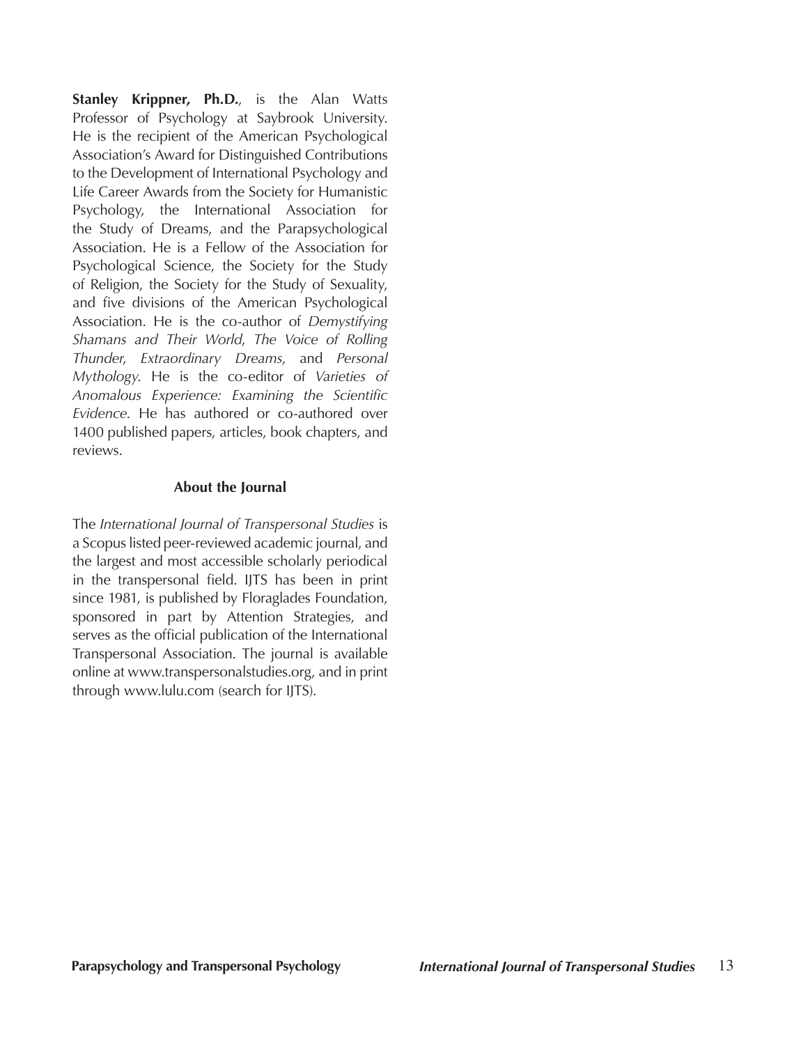**Stanley Krippner, Ph.D.**, is the Alan Watts Professor of Psychology at Saybrook University. He is the recipient of the American Psychological Association's Award for Distinguished Contributions to the Development of International Psychology and Life Career Awards from the Society for Humanistic Psychology, the International Association for the Study of Dreams, and the Parapsychological Association. He is a Fellow of the Association for Psychological Science, the Society for the Study of Religion, the Society for the Study of Sexuality, and five divisions of the American Psychological Association. He is the co-author of *Demystifying Shamans and Their World*, *The Voice of Rolling Thunder*, *Extraordinary Dreams*, and *Personal Mythology*. He is the co-editor of *Varieties of Anomalous Experience: Examining the Scientific Evidence*. He has authored or co-authored over 1400 published papers, articles, book chapters, and reviews.

## About the Journal

The *International Journal of Transpersonal Studies* is a Scopus listed peer-reviewed academic journal, and the largest and most accessible scholarly periodical in the transpersonal field. IJTS has been in print since 1981, is published by Floraglades Foundation, sponsored in part by Attention Strategies, and serves as the official publication of the International Transpersonal Association. The journal is available online at www.transpersonalstudies.org, and in print through www.lulu.com (search for IJTS).